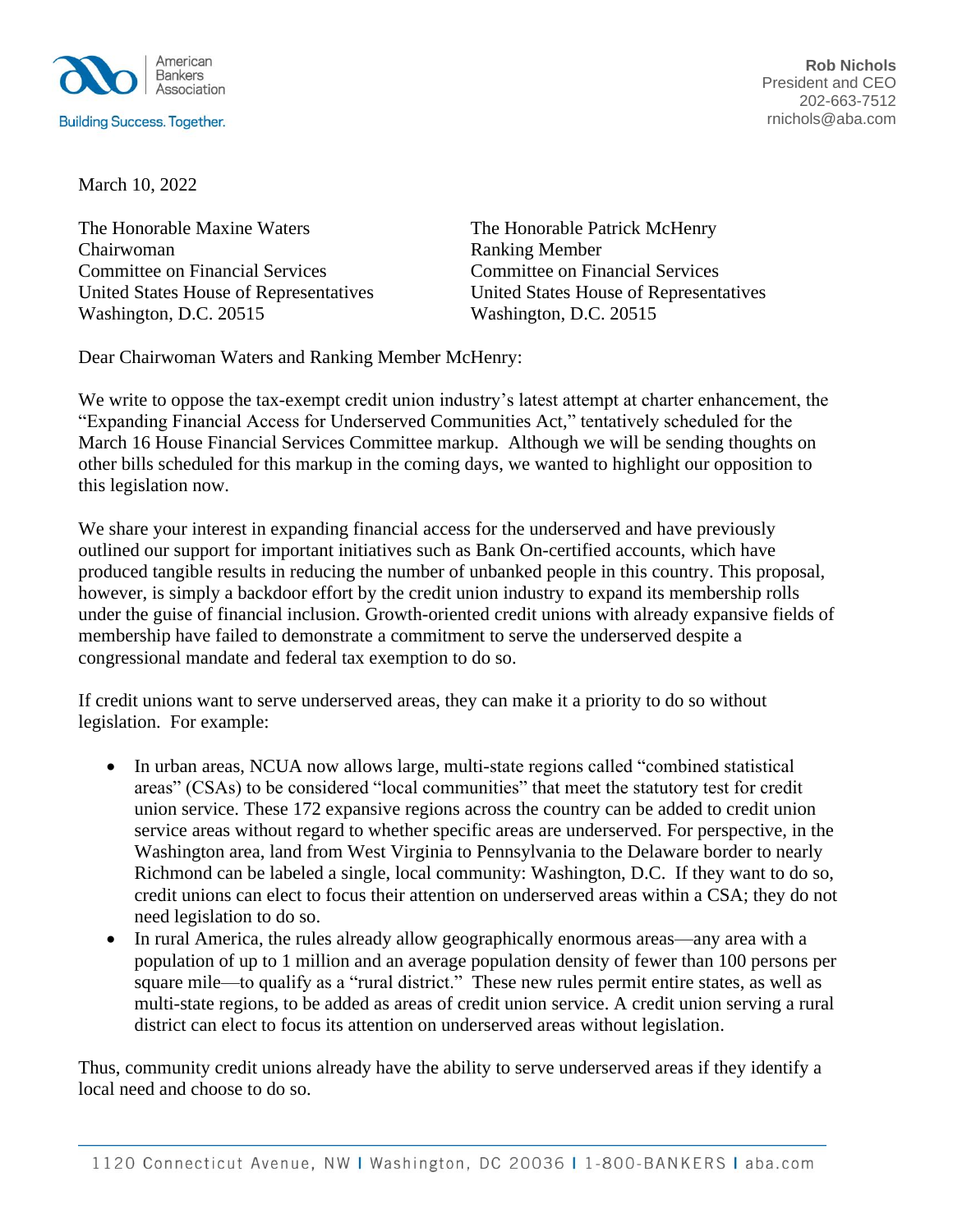American Bankers Association

Building Success. Together.

**Rob Nichols**
President and CEO
202-663-7512
rnichols@aba.com

March 10, 2022

The Honorable Maxine Waters
Chairwoman
Committee on Financial Services
United States House of Representatives
Washington, D.C. 20515

The Honorable Patrick McHenry
Ranking Member
Committee on Financial Services
United States House of Representatives
Washington, D.C. 20515

Dear Chairwoman Waters and Ranking Member McHenry:

We write to oppose the tax-exempt credit union industry's latest attempt at charter enhancement, the "Expanding Financial Access for Underserved Communities Act," tentatively scheduled for the March 16 House Financial Services Committee markup. Although we will be sending thoughts on other bills scheduled for this markup in the coming days, we wanted to highlight our opposition to this legislation now.

We share your interest in expanding financial access for the underserved and have previously outlined our support for important initiatives such as Bank On-certified accounts, which have produced tangible results in reducing the number of unbanked people in this country. This proposal, however, is simply a backdoor effort by the credit union industry to expand its membership rolls under the guise of financial inclusion. Growth-oriented credit unions with already expansive fields of membership have failed to demonstrate a commitment to serve the underserved despite a congressional mandate and federal tax exemption to do so.

If credit unions want to serve underserved areas, they can make it a priority to do so without legislation. For example:

- In urban areas, NCUA now allows large, multi-state regions called "combined statistical areas" (CSAs) to be considered "local communities" that meet the statutory test for credit union service. These 172 expansive regions across the country can be added to credit union service areas without regard to whether specific areas are underserved. For perspective, in the Washington area, land from West Virginia to Pennsylvania to the Delaware border to nearly Richmond can be labeled a single, local community: Washington, D.C. If they want to do so, credit unions can elect to focus their attention on underserved areas within a CSA; they do not need legislation to do so.
- In rural America, the rules already allow geographically enormous areas—any area with a population of up to 1 million and an average population density of fewer than 100 persons per square mile—to qualify as a "rural district." These new rules permit entire states, as well as multi-state regions, to be added as areas of credit union service. A credit union serving a rural district can elect to focus its attention on underserved areas without legislation.

Thus, community credit unions already have the ability to serve underserved areas if they identify a local need and choose to do so.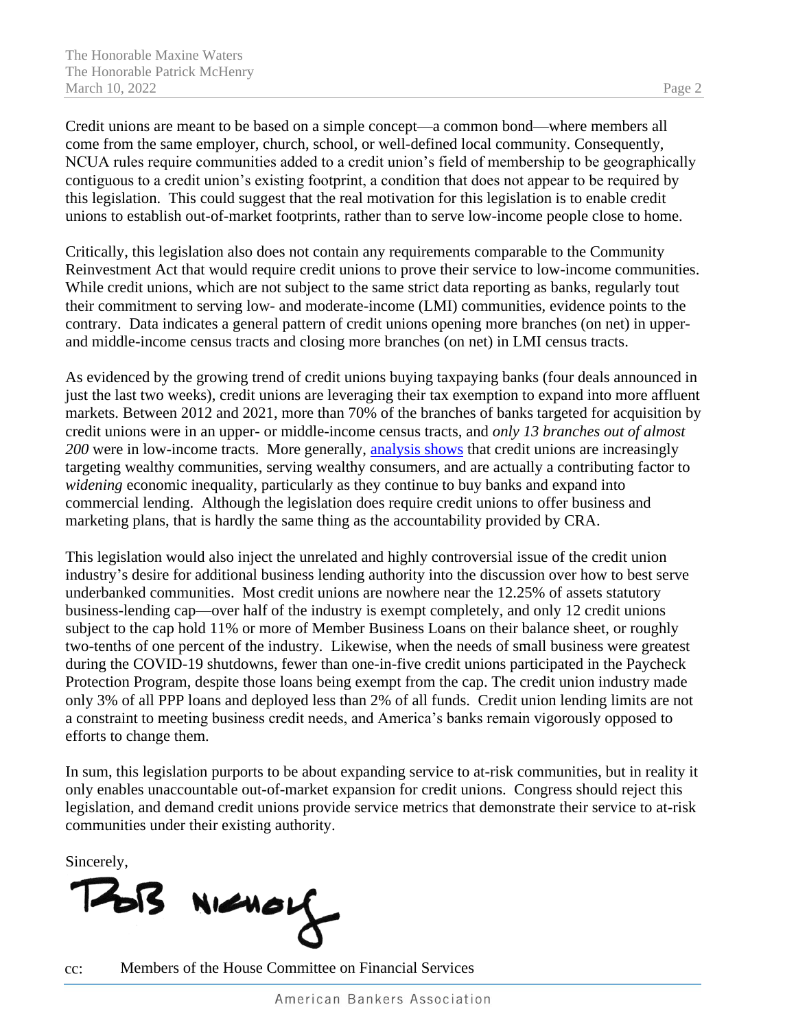Credit unions are meant to be based on a simple concept—a common bond—where members all come from the same employer, church, school, or well-defined local community. Consequently, NCUA rules require communities added to a credit union's field of membership to be geographically contiguous to a credit union's existing footprint, a condition that does not appear to be required by this legislation. This could suggest that the real motivation for this legislation is to enable credit unions to establish out-of-market footprints, rather than to serve low-income people close to home.

Critically, this legislation also does not contain any requirements comparable to the Community Reinvestment Act that would require credit unions to prove their service to low-income communities. While credit unions, which are not subject to the same strict data reporting as banks, regularly tout their commitment to serving low- and moderate-income (LMI) communities, evidence points to the contrary. Data indicates a general pattern of credit unions opening more branches (on net) in upper- and middle-income census tracts and closing more branches (on net) in LMI census tracts.

As evidenced by the growing trend of credit unions buying taxpaying banks (four deals announced in just the last two weeks), credit unions are leveraging their tax exemption to expand into more affluent markets. Between 2012 and 2021, more than 70% of the branches of banks targeted for acquisition by credit unions were in an upper- or middle-income census tracts, and *only 13 branches out of almost 200* were in low-income tracts. More generally, analysis shows that credit unions are increasingly targeting wealthy communities, serving wealthy consumers, and are actually a contributing factor to *widening* economic inequality, particularly as they continue to buy banks and expand into commercial lending. Although the legislation does require credit unions to offer business and marketing plans, that is hardly the same thing as the accountability provided by CRA.

This legislation would also inject the unrelated and highly controversial issue of the credit union industry's desire for additional business lending authority into the discussion over how to best serve underbanked communities. Most credit unions are nowhere near the 12.25% of assets statutory business-lending cap—over half of the industry is exempt completely, and only 12 credit unions subject to the cap hold 11% or more of Member Business Loans on their balance sheet, or roughly two-tenths of one percent of the industry. Likewise, when the needs of small business were greatest during the COVID-19 shutdowns, fewer than one-in-five credit unions participated in the Paycheck Protection Program, despite those loans being exempt from the cap. The credit union industry made only 3% of all PPP loans and deployed less than 2% of all funds. Credit union lending limits are not a constraint to meeting business credit needs, and America's banks remain vigorously opposed to efforts to change them.

In sum, this legislation purports to be about expanding service to at-risk communities, but in reality it only enables unaccountable out-of-market expansion for credit unions. Congress should reject this legislation, and demand credit unions provide service metrics that demonstrate their service to at-risk communities under their existing authority.

Sincerely,

Bob Nichols

cc: Members of the House Committee on Financial Services